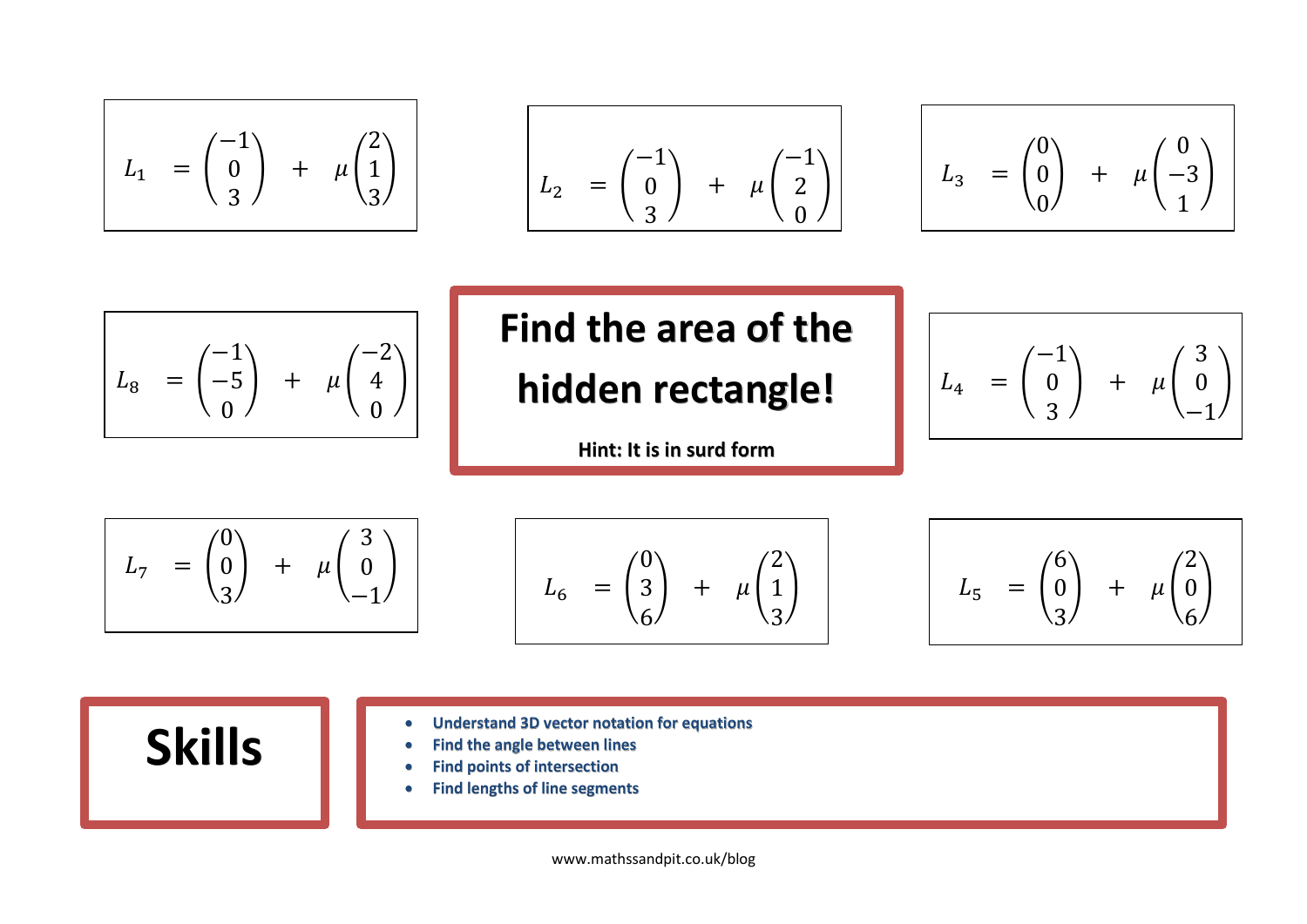$$L_1 = \begin{pmatrix} -1 \\ 0 \\ 3 \end{pmatrix} + \mu \begin{pmatrix} 2 \\ 1 \\ 3 \end{pmatrix}$$

$$L_2 = \begin{pmatrix} -1 \\ 0 \\ 3 \end{pmatrix} + \mu \begin{pmatrix} -1 \\ 2 \\ 0 \end{pmatrix}$$

$$L_3 = \begin{pmatrix} 0 \\ 0 \\ 0 \end{pmatrix} + \mu \begin{pmatrix} 0 \\ -3 \\ 1 \end{pmatrix}$$

$$L_8 = \begin{pmatrix} -1 \\ -5 \\ 0 \end{pmatrix} + \mu \begin{pmatrix} -2 \\ 4 \\ 0 \end{pmatrix}$$

# Find the area of the hidden rectangle!

**Hint: It is in surd form**

$$L_4 = \begin{pmatrix} -1 \\ 0 \\ 3 \end{pmatrix} + \mu \begin{pmatrix} 3 \\ 0 \\ -1 \end{pmatrix}$$

$$L_7 = \begin{pmatrix} 0 \\ 0 \\ 3 \end{pmatrix} + \mu \begin{pmatrix} 3 \\ 0 \\ -1 \end{pmatrix}$$

$$L_6 = \begin{pmatrix} 0 \\ 3 \\ 6 \end{pmatrix} + \mu \begin{pmatrix} 2 \\ 1 \\ 3 \end{pmatrix}$$

$$L_5 = \begin{pmatrix} 6 \\ 0 \\ 3 \end{pmatrix} + \mu \begin{pmatrix} 2 \\ 0 \\ 6 \end{pmatrix}$$

# Skills

- Understand 3D vector notation for equations
- Find the angle between lines
- Find points of intersection
- Find lengths of line segments

www.mathssandpit.co.uk/blog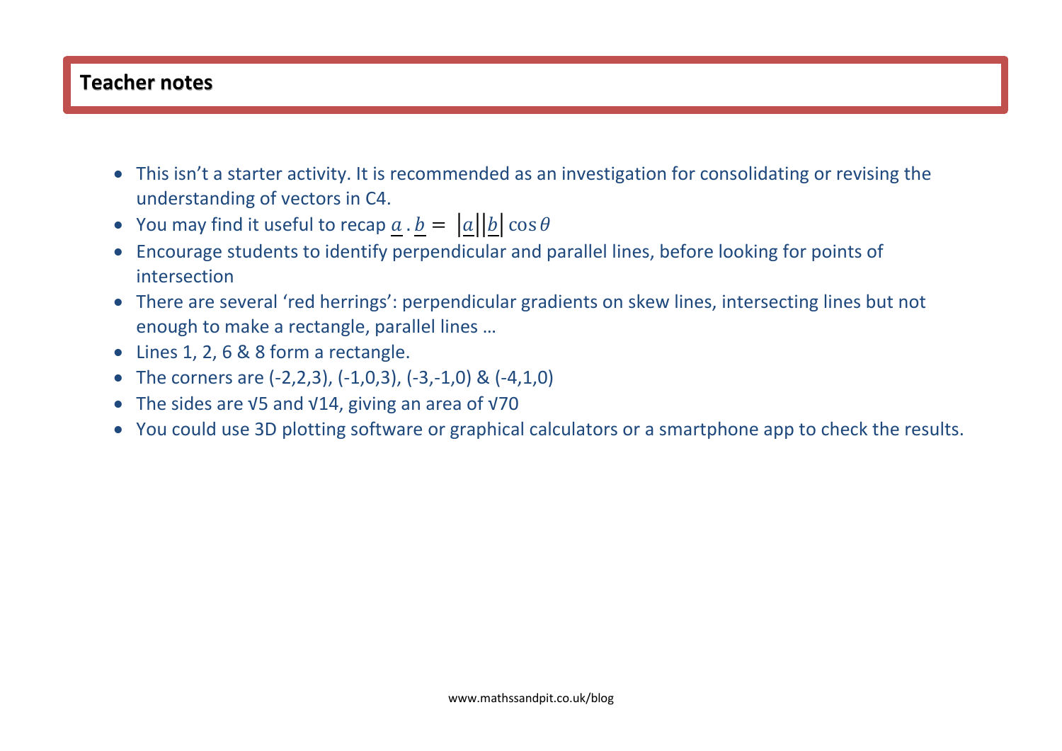## Teacher notes

- This isn't a starter activity. It is recommended as an investigation for consolidating or revising the understanding of vectors in C4.
- You may find it useful to recap $\underline{a} \cdot \underline{b} = |\underline{a}||\underline{b}| \cos\theta$
- Encourage students to identify perpendicular and parallel lines, before looking for points of intersection
- There are several 'red herrings': perpendicular gradients on skew lines, intersecting lines but not enough to make a rectangle, parallel lines …
- Lines 1, 2, 6 & 8 form a rectangle.
- The corners are (-2,2,3), (-1,0,3), (-3,-1,0) & (-4,1,0)
- The sides are $\sqrt{5}$ and $\sqrt{14}$, giving an area of $\sqrt{70}$
- You could use 3D plotting software or graphical calculators or a smartphone app to check the results.

www.mathssandpit.co.uk/blog